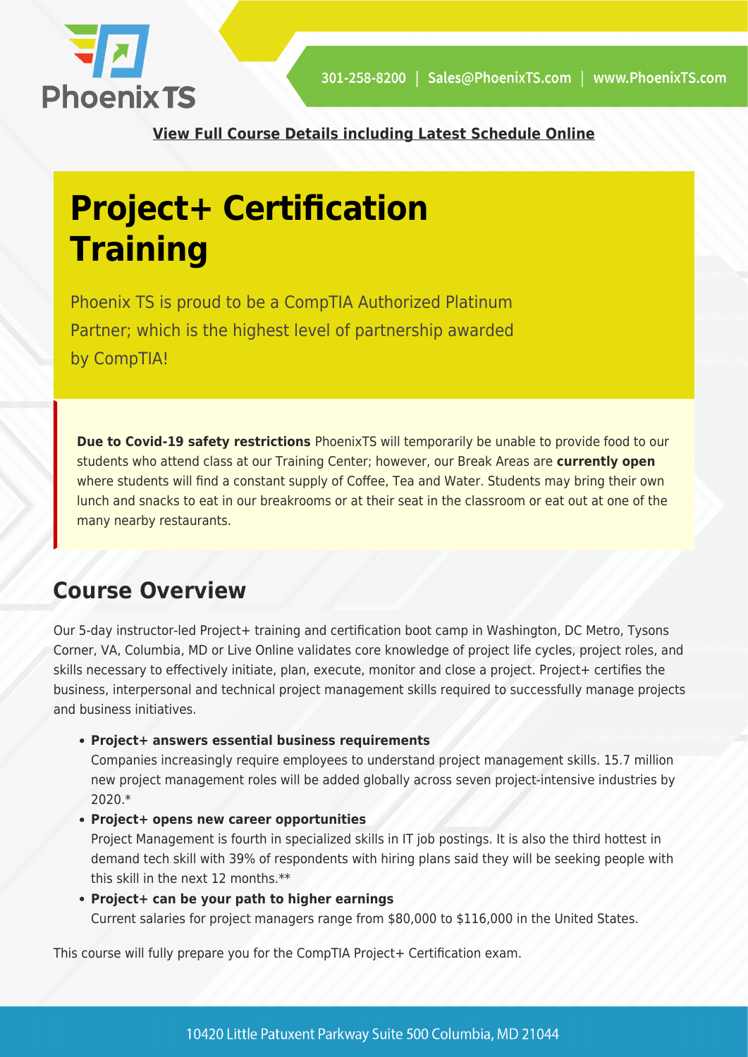**View Full Course Details including Latest Schedule Online**

# Project+ Certification Training

Phoenix TS is proud to be a CompTIA Authorized Platinum Partner; which is the highest level of partnership awarded by CompTIA!

**Due to Covid-19 safety restrictions** PhoenixTS will temporarily be unable to provide food to our students who attend class at our Training Center; however, our Break Areas are **currently open** where students will find a constant supply of Coffee, Tea and Water. Students may bring their own lunch and snacks to eat in our breakrooms or at their seat in the classroom or eat out at one of the many nearby restaurants.

## Course Overview

Our 5-day instructor-led Project+ training and certification boot camp in Washington, DC Metro, Tysons Corner, VA, Columbia, MD or Live Online validates core knowledge of project life cycles, project roles, and skills necessary to effectively initiate, plan, execute, monitor and close a project. Project+ certifies the business, interpersonal and technical project management skills required to successfully manage projects and business initiatives.

- **Project+ answers essential business requirements**
  Companies increasingly require employees to understand project management skills. 15.7 million new project management roles will be added globally across seven project-intensive industries by 2020.*
- **Project+ opens new career opportunities**
  Project Management is fourth in specialized skills in IT job postings. It is also the third hottest in demand tech skill with 39% of respondents with hiring plans said they will be seeking people with this skill in the next 12 months.**
- **Project+ can be your path to higher earnings**
  Current salaries for project managers range from $80,000 to $116,000 in the United States.

This course will fully prepare you for the CompTIA Project+ Certification exam.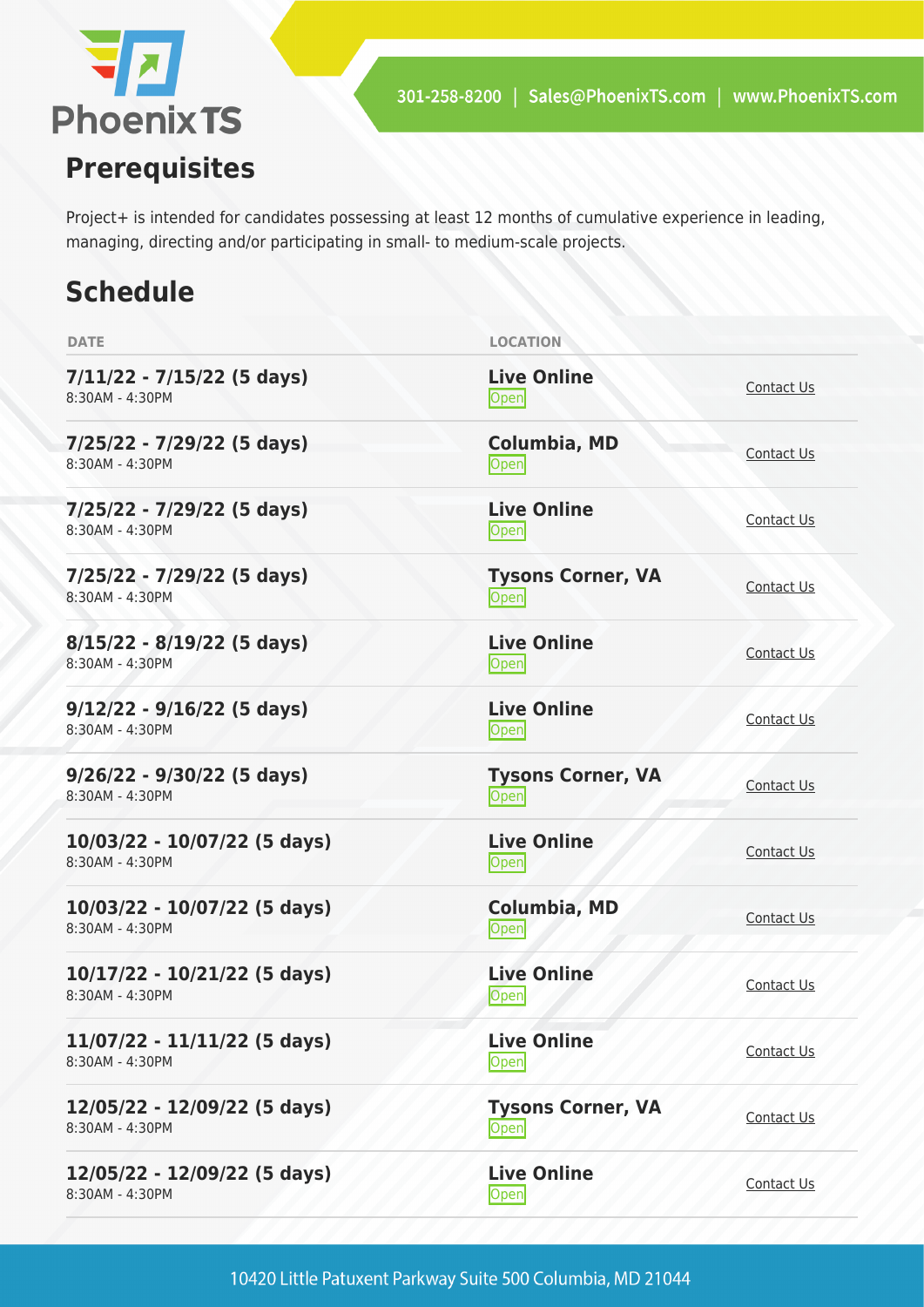## Prerequisites

Project+ is intended for candidates possessing at least 12 months of cumulative experience in leading, managing, directing and/or participating in small- to medium-scale projects.

## Schedule

| DATE | LOCATION | |
|---|---|---|
| **7/11/22 - 7/15/22 (5 days)**<br>8:30AM - 4:30PM | **Live Online**<br>Open | Contact Us |
| **7/25/22 - 7/29/22 (5 days)**<br>8:30AM - 4:30PM | **Columbia, MD**<br>Open | Contact Us |
| **7/25/22 - 7/29/22 (5 days)**<br>8:30AM - 4:30PM | **Live Online**<br>Open | Contact Us |
| **7/25/22 - 7/29/22 (5 days)**<br>8:30AM - 4:30PM | **Tysons Corner, VA**<br>Open | Contact Us |
| **8/15/22 - 8/19/22 (5 days)**<br>8:30AM - 4:30PM | **Live Online**<br>Open | Contact Us |
| **9/12/22 - 9/16/22 (5 days)**<br>8:30AM - 4:30PM | **Live Online**<br>Open | Contact Us |
| **9/26/22 - 9/30/22 (5 days)**<br>8:30AM - 4:30PM | **Tysons Corner, VA**<br>Open | Contact Us |
| **10/03/22 - 10/07/22 (5 days)**<br>8:30AM - 4:30PM | **Live Online**<br>Open | Contact Us |
| **10/03/22 - 10/07/22 (5 days)**<br>8:30AM - 4:30PM | **Columbia, MD**<br>Open | Contact Us |
| **10/17/22 - 10/21/22 (5 days)**<br>8:30AM - 4:30PM | **Live Online**<br>Open | Contact Us |
| **11/07/22 - 11/11/22 (5 days)**<br>8:30AM - 4:30PM | **Live Online**<br>Open | Contact Us |
| **12/05/22 - 12/09/22 (5 days)**<br>8:30AM - 4:30PM | **Tysons Corner, VA**<br>Open | Contact Us |
| **12/05/22 - 12/09/22 (5 days)**<br>8:30AM - 4:30PM | **Live Online**<br>Open | Contact Us |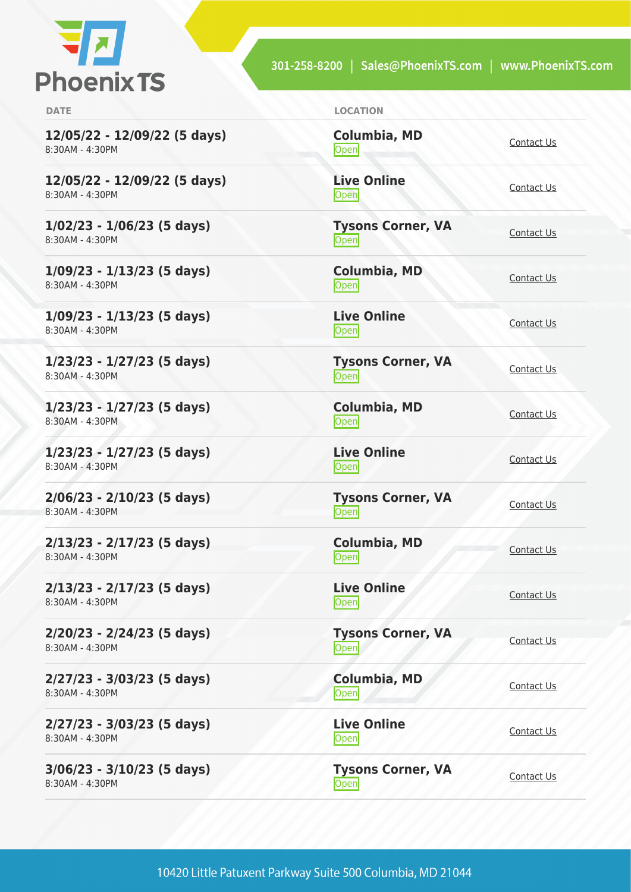| DATE | LOCATION | |
|---|---|---|
| **12/05/22 - 12/09/22 (5 days)**<br>8:30AM - 4:30PM | **Columbia, MD**<br>Open | Contact Us |
| **12/05/22 - 12/09/22 (5 days)**<br>8:30AM - 4:30PM | **Live Online**<br>Open | Contact Us |
| **1/02/23 - 1/06/23 (5 days)**<br>8:30AM - 4:30PM | **Tysons Corner, VA**<br>Open | Contact Us |
| **1/09/23 - 1/13/23 (5 days)**<br>8:30AM - 4:30PM | **Columbia, MD**<br>Open | Contact Us |
| **1/09/23 - 1/13/23 (5 days)**<br>8:30AM - 4:30PM | **Live Online**<br>Open | Contact Us |
| **1/23/23 - 1/27/23 (5 days)**<br>8:30AM - 4:30PM | **Tysons Corner, VA**<br>Open | Contact Us |
| **1/23/23 - 1/27/23 (5 days)**<br>8:30AM - 4:30PM | **Columbia, MD**<br>Open | Contact Us |
| **1/23/23 - 1/27/23 (5 days)**<br>8:30AM - 4:30PM | **Live Online**<br>Open | Contact Us |
| **2/06/23 - 2/10/23 (5 days)**<br>8:30AM - 4:30PM | **Tysons Corner, VA**<br>Open | Contact Us |
| **2/13/23 - 2/17/23 (5 days)**<br>8:30AM - 4:30PM | **Columbia, MD**<br>Open | Contact Us |
| **2/13/23 - 2/17/23 (5 days)**<br>8:30AM - 4:30PM | **Live Online**<br>Open | Contact Us |
| **2/20/23 - 2/24/23 (5 days)**<br>8:30AM - 4:30PM | **Tysons Corner, VA**<br>Open | Contact Us |
| **2/27/23 - 3/03/23 (5 days)**<br>8:30AM - 4:30PM | **Columbia, MD**<br>Open | Contact Us |
| **2/27/23 - 3/03/23 (5 days)**<br>8:30AM - 4:30PM | **Live Online**<br>Open | Contact Us |
| **3/06/23 - 3/10/23 (5 days)**<br>8:30AM - 4:30PM | **Tysons Corner, VA**<br>Open | Contact Us |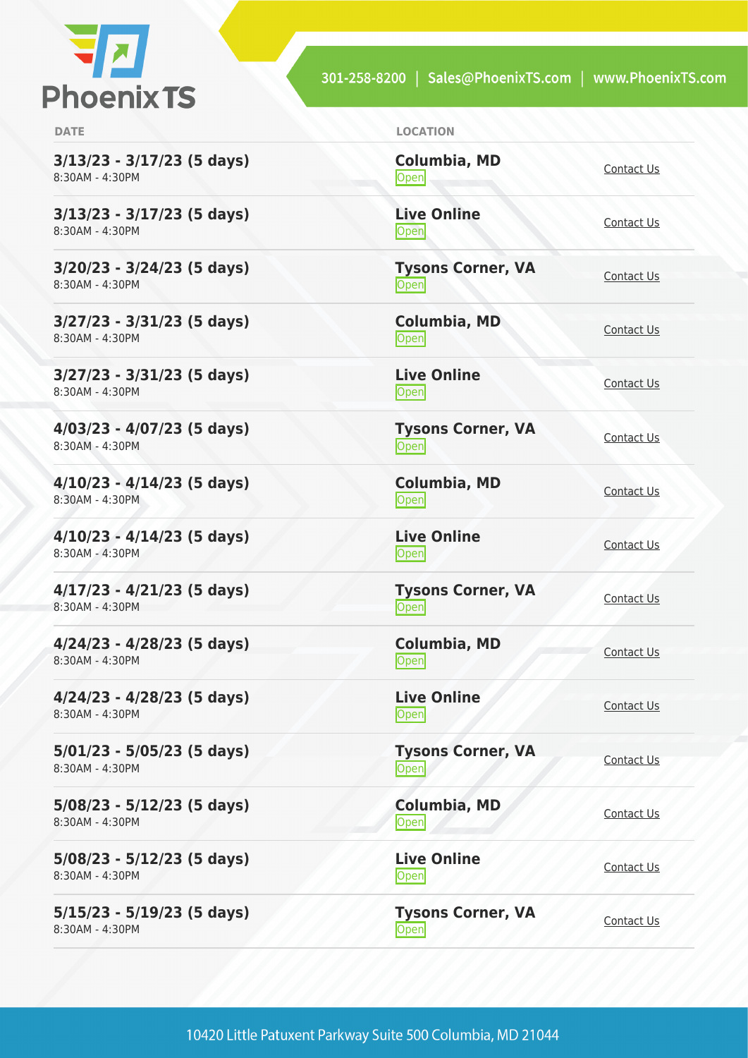| DATE | LOCATION | |
|---|---|---|
| **3/13/23 - 3/17/23 (5 days)**<br>8:30AM - 4:30PM | **Columbia, MD**<br>Open | Contact Us |
| **3/13/23 - 3/17/23 (5 days)**<br>8:30AM - 4:30PM | **Live Online**<br>Open | Contact Us |
| **3/20/23 - 3/24/23 (5 days)**<br>8:30AM - 4:30PM | **Tysons Corner, VA**<br>Open | Contact Us |
| **3/27/23 - 3/31/23 (5 days)**<br>8:30AM - 4:30PM | **Columbia, MD**<br>Open | Contact Us |
| **3/27/23 - 3/31/23 (5 days)**<br>8:30AM - 4:30PM | **Live Online**<br>Open | Contact Us |
| **4/03/23 - 4/07/23 (5 days)**<br>8:30AM - 4:30PM | **Tysons Corner, VA**<br>Open | Contact Us |
| **4/10/23 - 4/14/23 (5 days)**<br>8:30AM - 4:30PM | **Columbia, MD**<br>Open | Contact Us |
| **4/10/23 - 4/14/23 (5 days)**<br>8:30AM - 4:30PM | **Live Online**<br>Open | Contact Us |
| **4/17/23 - 4/21/23 (5 days)**<br>8:30AM - 4:30PM | **Tysons Corner, VA**<br>Open | Contact Us |
| **4/24/23 - 4/28/23 (5 days)**<br>8:30AM - 4:30PM | **Columbia, MD**<br>Open | Contact Us |
| **4/24/23 - 4/28/23 (5 days)**<br>8:30AM - 4:30PM | **Live Online**<br>Open | Contact Us |
| **5/01/23 - 5/05/23 (5 days)**<br>8:30AM - 4:30PM | **Tysons Corner, VA**<br>Open | Contact Us |
| **5/08/23 - 5/12/23 (5 days)**<br>8:30AM - 4:30PM | **Columbia, MD**<br>Open | Contact Us |
| **5/08/23 - 5/12/23 (5 days)**<br>8:30AM - 4:30PM | **Live Online**<br>Open | Contact Us |
| **5/15/23 - 5/19/23 (5 days)**<br>8:30AM - 4:30PM | **Tysons Corner, VA**<br>Open | Contact Us |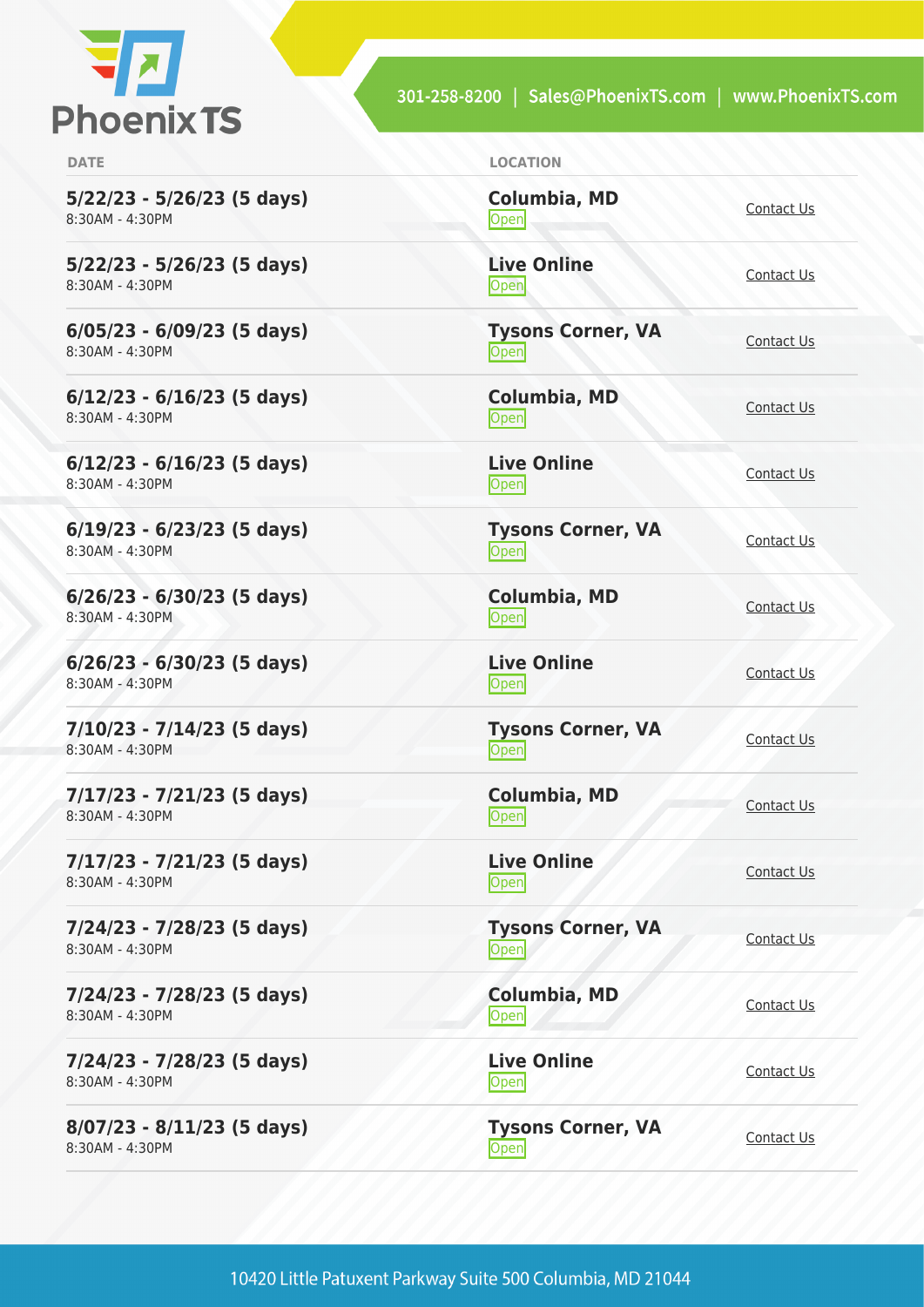| DATE | LOCATION | |
|---|---|---|
| **5/22/23 - 5/26/23 (5 days)**<br>8:30AM - 4:30PM | **Columbia, MD**<br>Open | Contact Us |
| **5/22/23 - 5/26/23 (5 days)**<br>8:30AM - 4:30PM | **Live Online**<br>Open | Contact Us |
| **6/05/23 - 6/09/23 (5 days)**<br>8:30AM - 4:30PM | **Tysons Corner, VA**<br>Open | Contact Us |
| **6/12/23 - 6/16/23 (5 days)**<br>8:30AM - 4:30PM | **Columbia, MD**<br>Open | Contact Us |
| **6/12/23 - 6/16/23 (5 days)**<br>8:30AM - 4:30PM | **Live Online**<br>Open | Contact Us |
| **6/19/23 - 6/23/23 (5 days)**<br>8:30AM - 4:30PM | **Tysons Corner, VA**<br>Open | Contact Us |
| **6/26/23 - 6/30/23 (5 days)**<br>8:30AM - 4:30PM | **Columbia, MD**<br>Open | Contact Us |
| **6/26/23 - 6/30/23 (5 days)**<br>8:30AM - 4:30PM | **Live Online**<br>Open | Contact Us |
| **7/10/23 - 7/14/23 (5 days)**<br>8:30AM - 4:30PM | **Tysons Corner, VA**<br>Open | Contact Us |
| **7/17/23 - 7/21/23 (5 days)**<br>8:30AM - 4:30PM | **Columbia, MD**<br>Open | Contact Us |
| **7/17/23 - 7/21/23 (5 days)**<br>8:30AM - 4:30PM | **Live Online**<br>Open | Contact Us |
| **7/24/23 - 7/28/23 (5 days)**<br>8:30AM - 4:30PM | **Tysons Corner, VA**<br>Open | Contact Us |
| **7/24/23 - 7/28/23 (5 days)**<br>8:30AM - 4:30PM | **Columbia, MD**<br>Open | Contact Us |
| **7/24/23 - 7/28/23 (5 days)**<br>8:30AM - 4:30PM | **Live Online**<br>Open | Contact Us |
| **8/07/23 - 8/11/23 (5 days)**<br>8:30AM - 4:30PM | **Tysons Corner, VA**<br>Open | Contact Us |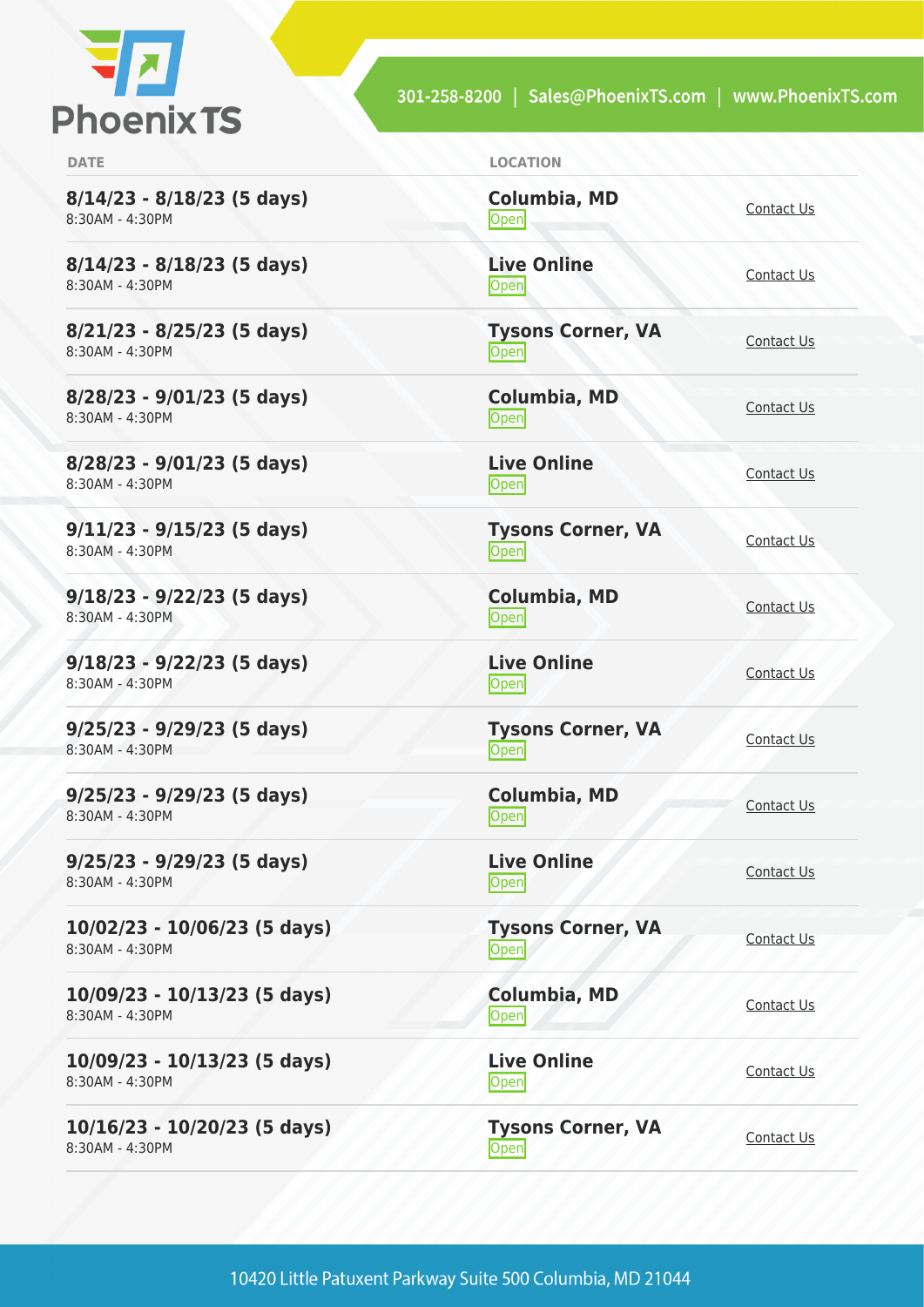| DATE | LOCATION | |
|---|---|---|
| **8/14/23 - 8/18/23 (5 days)** 8:30AM - 4:30PM | **Columbia, MD** Open | Contact Us |
| **8/14/23 - 8/18/23 (5 days)** 8:30AM - 4:30PM | **Live Online** Open | Contact Us |
| **8/21/23 - 8/25/23 (5 days)** 8:30AM - 4:30PM | **Tysons Corner, VA** Open | Contact Us |
| **8/28/23 - 9/01/23 (5 days)** 8:30AM - 4:30PM | **Columbia, MD** Open | Contact Us |
| **8/28/23 - 9/01/23 (5 days)** 8:30AM - 4:30PM | **Live Online** Open | Contact Us |
| **9/11/23 - 9/15/23 (5 days)** 8:30AM - 4:30PM | **Tysons Corner, VA** Open | Contact Us |
| **9/18/23 - 9/22/23 (5 days)** 8:30AM - 4:30PM | **Columbia, MD** Open | Contact Us |
| **9/18/23 - 9/22/23 (5 days)** 8:30AM - 4:30PM | **Live Online** Open | Contact Us |
| **9/25/23 - 9/29/23 (5 days)** 8:30AM - 4:30PM | **Tysons Corner, VA** Open | Contact Us |
| **9/25/23 - 9/29/23 (5 days)** 8:30AM - 4:30PM | **Columbia, MD** Open | Contact Us |
| **9/25/23 - 9/29/23 (5 days)** 8:30AM - 4:30PM | **Live Online** Open | Contact Us |
| **10/02/23 - 10/06/23 (5 days)** 8:30AM - 4:30PM | **Tysons Corner, VA** Open | Contact Us |
| **10/09/23 - 10/13/23 (5 days)** 8:30AM - 4:30PM | **Columbia, MD** Open | Contact Us |
| **10/09/23 - 10/13/23 (5 days)** 8:30AM - 4:30PM | **Live Online** Open | Contact Us |
| **10/16/23 - 10/20/23 (5 days)** 8:30AM - 4:30PM | **Tysons Corner, VA** Open | Contact Us |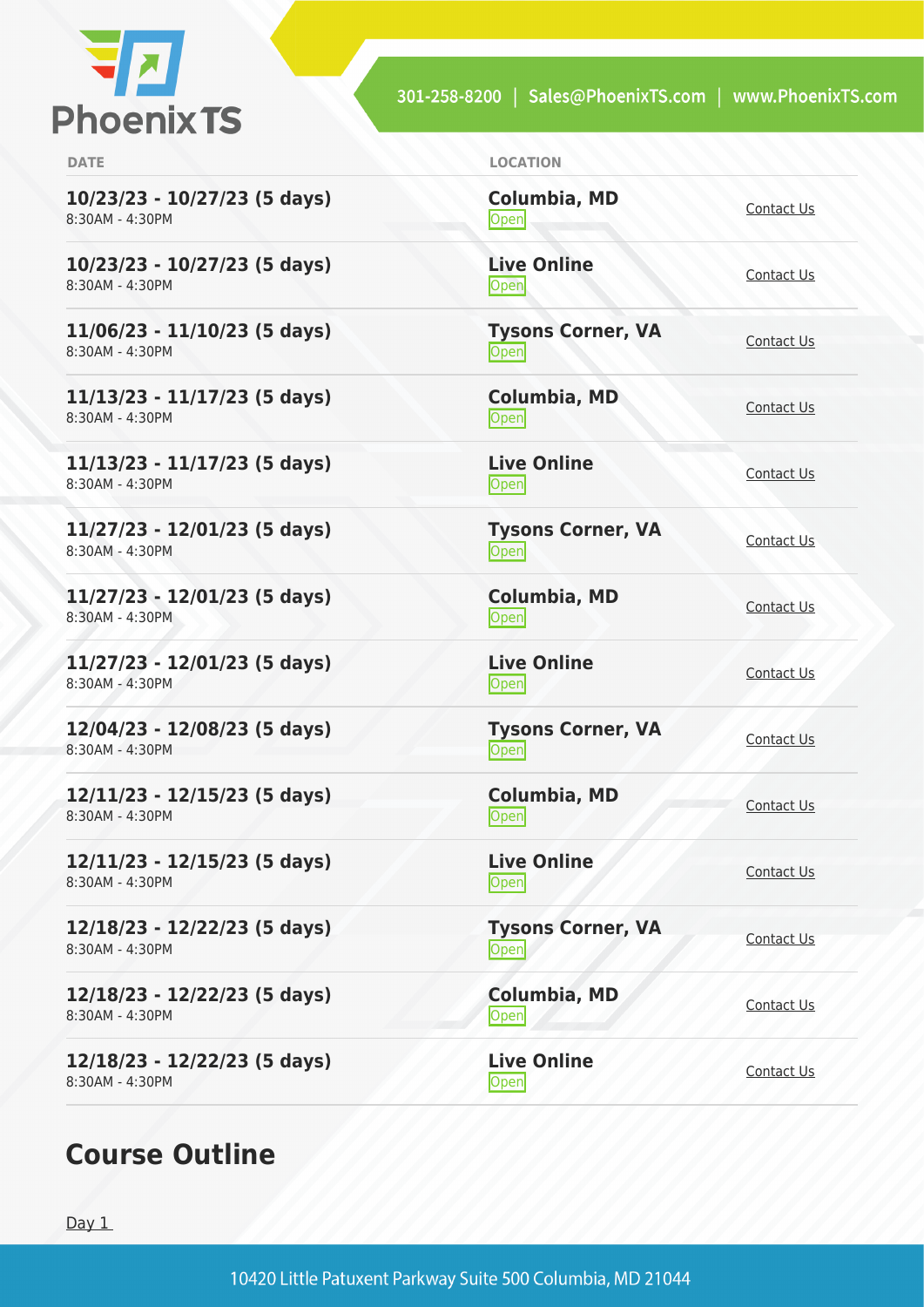| DATE | LOCATION | |
|---|---|---|
| **10/23/23 - 10/27/23 (5 days)** 8:30AM - 4:30PM | **Columbia, MD** Open | Contact Us |
| **10/23/23 - 10/27/23 (5 days)** 8:30AM - 4:30PM | **Live Online** Open | Contact Us |
| **11/06/23 - 11/10/23 (5 days)** 8:30AM - 4:30PM | **Tysons Corner, VA** Open | Contact Us |
| **11/13/23 - 11/17/23 (5 days)** 8:30AM - 4:30PM | **Columbia, MD** Open | Contact Us |
| **11/13/23 - 11/17/23 (5 days)** 8:30AM - 4:30PM | **Live Online** Open | Contact Us |
| **11/27/23 - 12/01/23 (5 days)** 8:30AM - 4:30PM | **Tysons Corner, VA** Open | Contact Us |
| **11/27/23 - 12/01/23 (5 days)** 8:30AM - 4:30PM | **Columbia, MD** Open | Contact Us |
| **11/27/23 - 12/01/23 (5 days)** 8:30AM - 4:30PM | **Live Online** Open | Contact Us |
| **12/04/23 - 12/08/23 (5 days)** 8:30AM - 4:30PM | **Tysons Corner, VA** Open | Contact Us |
| **12/11/23 - 12/15/23 (5 days)** 8:30AM - 4:30PM | **Columbia, MD** Open | Contact Us |
| **12/11/23 - 12/15/23 (5 days)** 8:30AM - 4:30PM | **Live Online** Open | Contact Us |
| **12/18/23 - 12/22/23 (5 days)** 8:30AM - 4:30PM | **Tysons Corner, VA** Open | Contact Us |
| **12/18/23 - 12/22/23 (5 days)** 8:30AM - 4:30PM | **Columbia, MD** Open | Contact Us |
| **12/18/23 - 12/22/23 (5 days)** 8:30AM - 4:30PM | **Live Online** Open | Contact Us |

## Course Outline

Day 1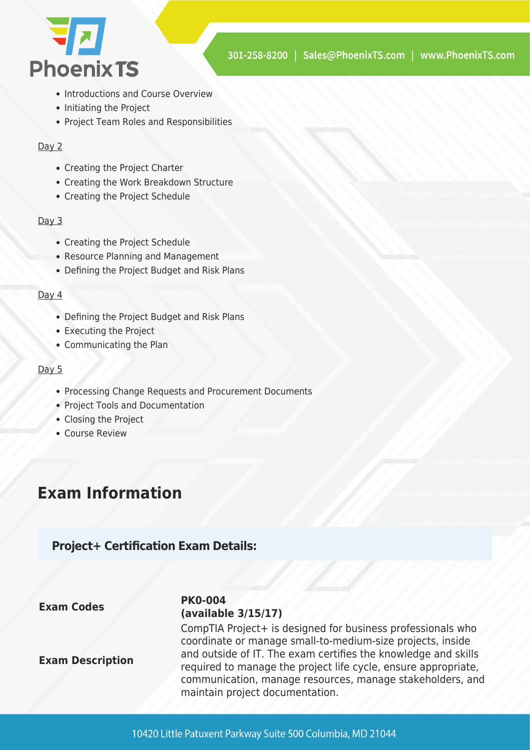- Introductions and Course Overview
- Initiating the Project
- Project Team Roles and Responsibilities

Day 2

- Creating the Project Charter
- Creating the Work Breakdown Structure
- Creating the Project Schedule

Day 3

- Creating the Project Schedule
- Resource Planning and Management
- Defining the Project Budget and Risk Plans

Day 4

- Defining the Project Budget and Risk Plans
- Executing the Project
- Communicating the Plan

Day 5

- Processing Change Requests and Procurement Documents
- Project Tools and Documentation
- Closing the Project
- Course Review

## Exam Information

### Project+ Certification Exam Details:

| | |
|---|---|
| **Exam Codes** | **PK0-004 (available 3/15/17)** |
| **Exam Description** | CompTIA Project+ is designed for business professionals who coordinate or manage small-to-medium-size projects, inside and outside of IT. The exam certifies the knowledge and skills required to manage the project life cycle, ensure appropriate, communication, manage resources, manage stakeholders, and maintain project documentation. |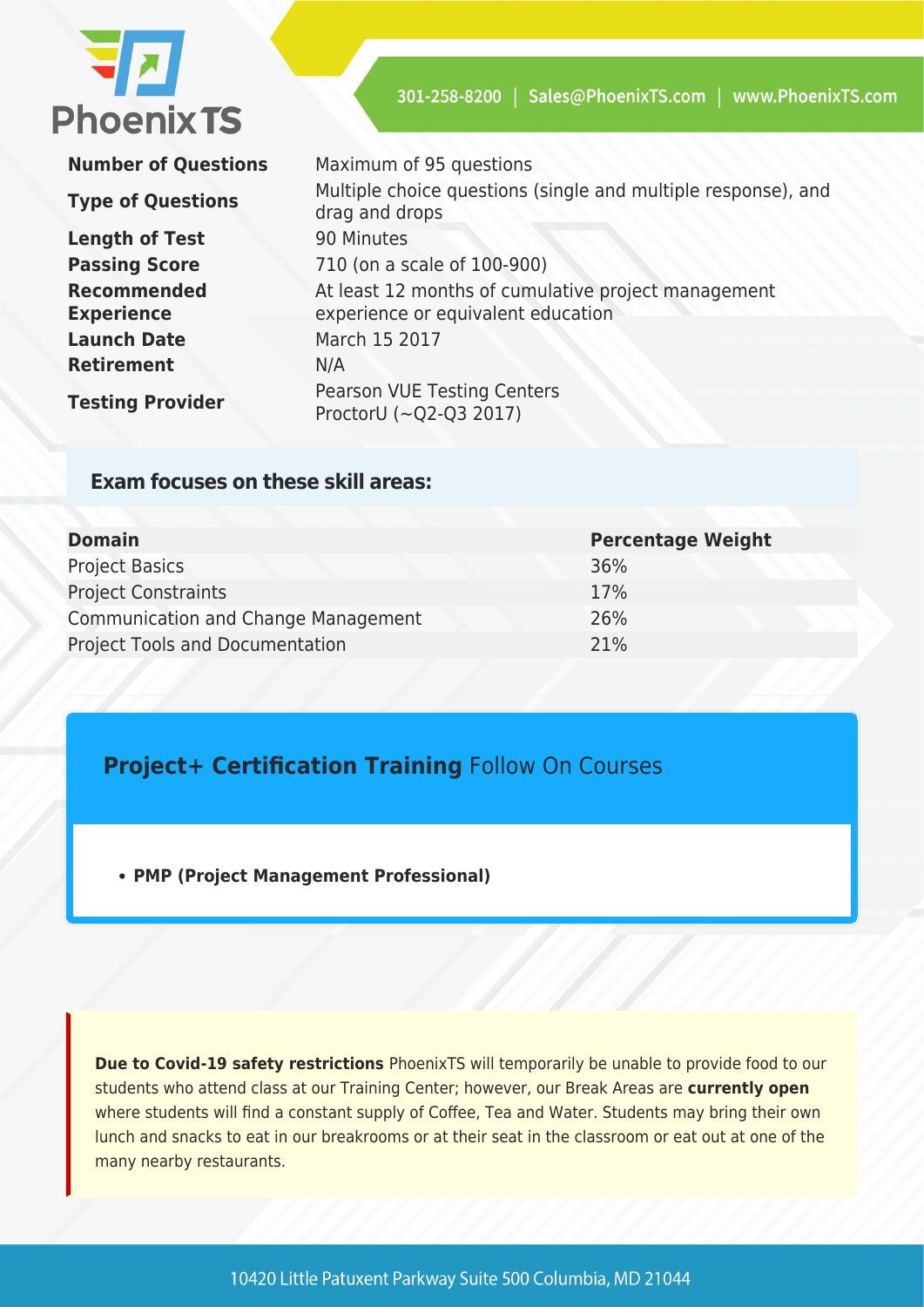| | |
|---|---|
| **Number of Questions** | Maximum of 95 questions |
| **Type of Questions** | Multiple choice questions (single and multiple response), and drag and drops |
| **Length of Test** | 90 Minutes |
| **Passing Score** | 710 (on a scale of 100-900) |
| **Recommended Experience** | At least 12 months of cumulative project management experience or equivalent education |
| **Launch Date** | March 15 2017 |
| **Retirement** | N/A |
| **Testing Provider** | Pearson VUE Testing Centers<br>ProctorU (~Q2-Q3 2017) |

### Exam focuses on these skill areas:

| Domain | Percentage Weight |
|---|---|
| Project Basics | 36% |
| Project Constraints | 17% |
| Communication and Change Management | 26% |
| Project Tools and Documentation | 21% |

## **Project+ Certification Training** Follow On Courses

- **PMP (Project Management Professional)**

**Due to Covid-19 safety restrictions** PhoenixTS will temporarily be unable to provide food to our students who attend class at our Training Center; however, our Break Areas are **currently open** where students will find a constant supply of Coffee, Tea and Water. Students may bring their own lunch and snacks to eat in our breakrooms or at their seat in the classroom or eat out at one of the many nearby restaurants.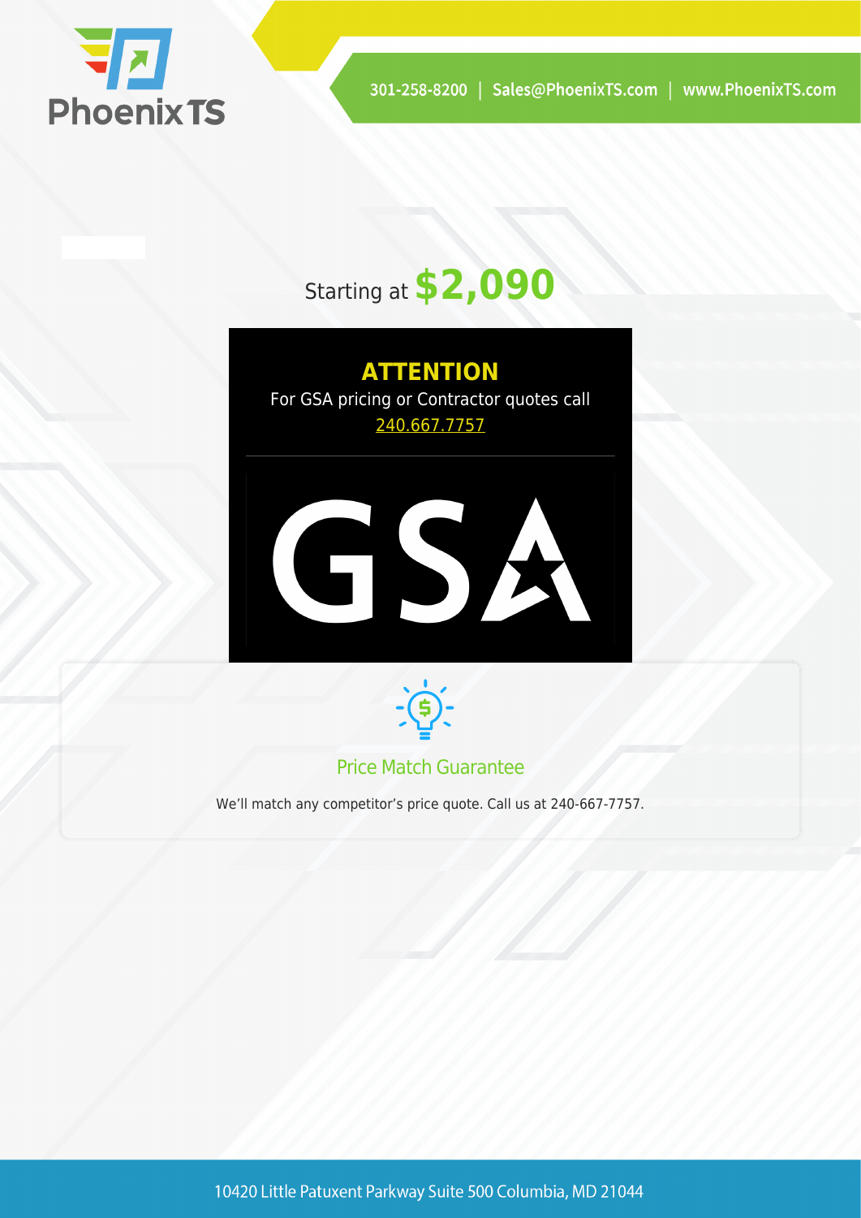Starting at **$2,090**

**ATTENTION**

For GSA pricing or Contractor quotes call 240.667.7757

GSA

Price Match Guarantee

We'll match any competitor's price quote. Call us at 240-667-7757.